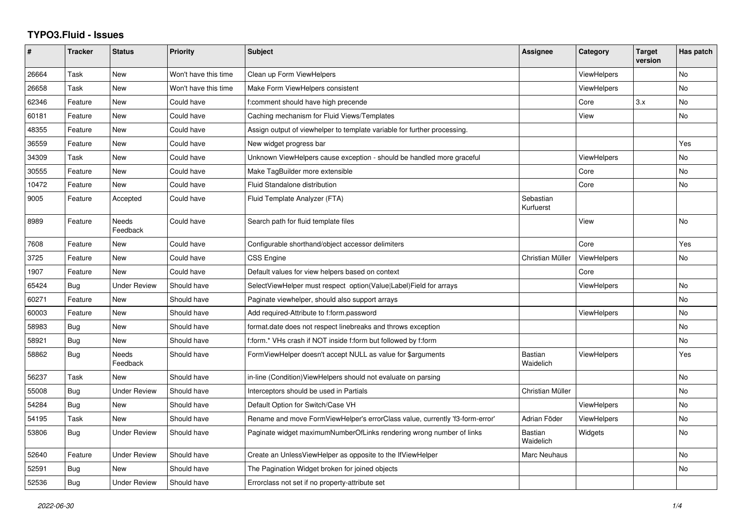# TYPO3.Fluid - Issues

| # | Tracker | Status | Priority | Subject | Assignee | Category | Target version | Has patch |
|---|---|---|---|---|---|---|---|---|
| 26664 | Task | New | Won't have this time | Clean up Form ViewHelpers | | ViewHelpers | | No |
| 26658 | Task | New | Won't have this time | Make Form ViewHelpers consistent | | ViewHelpers | | No |
| 62346 | Feature | New | Could have | f:comment should have high precende | | Core | 3.x | No |
| 60181 | Feature | New | Could have | Caching mechanism for Fluid Views/Templates | | View | | No |
| 48355 | Feature | New | Could have | Assign output of viewhelper to template variable for further processing. | | | | |
| 36559 | Feature | New | Could have | New widget progress bar | | | | Yes |
| 34309 | Task | New | Could have | Unknown ViewHelpers cause exception - should be handled more graceful | | ViewHelpers | | No |
| 30555 | Feature | New | Could have | Make TagBuilder more extensible | | Core | | No |
| 10472 | Feature | New | Could have | Fluid Standalone distribution | | Core | | No |
| 9005 | Feature | Accepted | Could have | Fluid Template Analyzer (FTA) | Sebastian Kurfuerst | | | |
| 8989 | Feature | Needs Feedback | Could have | Search path for fluid template files | | View | | No |
| 7608 | Feature | New | Could have | Configurable shorthand/object accessor delimiters | | Core | | Yes |
| 3725 | Feature | New | Could have | CSS Engine | Christian Müller | ViewHelpers | | No |
| 1907 | Feature | New | Could have | Default values for view helpers based on context | | Core | | |
| 65424 | Bug | Under Review | Should have | SelectViewHelper must respect option(Value\|Label)Field for arrays | | ViewHelpers | | No |
| 60271 | Feature | New | Should have | Paginate viewhelper, should also support arrays | | | | No |
| 60003 | Feature | New | Should have | Add required-Attribute to f:form.password | | ViewHelpers | | No |
| 58983 | Bug | New | Should have | format.date does not respect linebreaks and throws exception | | | | No |
| 58921 | Bug | New | Should have | f:form.* VHs crash if NOT inside f:form but followed by f:form | | | | No |
| 58862 | Bug | Needs Feedback | Should have | FormViewHelper doesn't accept NULL as value for $arguments | Bastian Waidelich | ViewHelpers | | Yes |
| 56237 | Task | New | Should have | in-line (Condition)ViewHelpers should not evaluate on parsing | | | | No |
| 55008 | Bug | Under Review | Should have | Interceptors should be used in Partials | Christian Müller | | | No |
| 54284 | Bug | New | Should have | Default Option for Switch/Case VH | | ViewHelpers | | No |
| 54195 | Task | New | Should have | Rename and move FormViewHelper's errorClass value, currently 'f3-form-error' | Adrian Föder | ViewHelpers | | No |
| 53806 | Bug | Under Review | Should have | Paginate widget maximumNumberOfLinks rendering wrong number of links | Bastian Waidelich | Widgets | | No |
| 52640 | Feature | Under Review | Should have | Create an UnlessViewHelper as opposite to the IfViewHelper | Marc Neuhaus | | | No |
| 52591 | Bug | New | Should have | The Pagination Widget broken for joined objects | | | | No |
| 52536 | Bug | Under Review | Should have | Errorclass not set if no property-attribute set | | | | |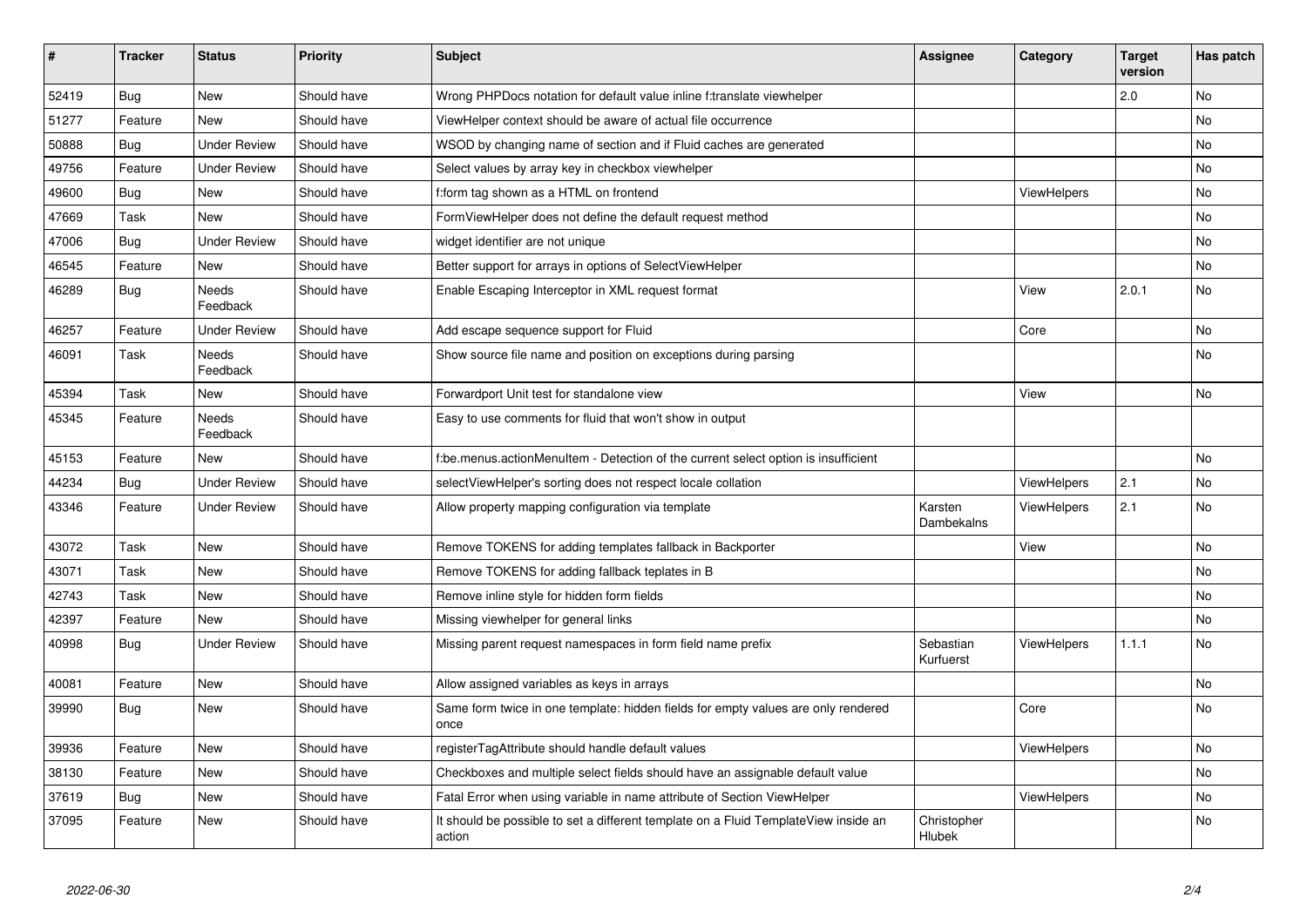| # | Tracker | Status | Priority | Subject | Assignee | Category | Target version | Has patch |
|---|---|---|---|---|---|---|---|---|
| 52419 | Bug | New | Should have | Wrong PHPDocs notation for default value inline f:translate viewhelper | | | 2.0 | No |
| 51277 | Feature | New | Should have | ViewHelper context should be aware of actual file occurrence | | | | No |
| 50888 | Bug | Under Review | Should have | WSOD by changing name of section and if Fluid caches are generated | | | | No |
| 49756 | Feature | Under Review | Should have | Select values by array key in checkbox viewhelper | | | | No |
| 49600 | Bug | New | Should have | f:form tag shown as a HTML on frontend | | ViewHelpers | | No |
| 47669 | Task | New | Should have | FormViewHelper does not define the default request method | | | | No |
| 47006 | Bug | Under Review | Should have | widget identifier are not unique | | | | No |
| 46545 | Feature | New | Should have | Better support for arrays in options of SelectViewHelper | | | | No |
| 46289 | Bug | Needs Feedback | Should have | Enable Escaping Interceptor in XML request format | | View | 2.0.1 | No |
| 46257 | Feature | Under Review | Should have | Add escape sequence support for Fluid | | Core | | No |
| 46091 | Task | Needs Feedback | Should have | Show source file name and position on exceptions during parsing | | | | No |
| 45394 | Task | New | Should have | Forwardport Unit test for standalone view | | View | | No |
| 45345 | Feature | Needs Feedback | Should have | Easy to use comments for fluid that won't show in output | | | | |
| 45153 | Feature | New | Should have | f:be.menus.actionMenuItem - Detection of the current select option is insufficient | | | | No |
| 44234 | Bug | Under Review | Should have | selectViewHelper's sorting does not respect locale collation | | ViewHelpers | 2.1 | No |
| 43346 | Feature | Under Review | Should have | Allow property mapping configuration via template | Karsten Dambekalns | ViewHelpers | 2.1 | No |
| 43072 | Task | New | Should have | Remove TOKENS for adding templates fallback in Backporter | | View | | No |
| 43071 | Task | New | Should have | Remove TOKENS for adding fallback teplates in B | | | | No |
| 42743 | Task | New | Should have | Remove inline style for hidden form fields | | | | No |
| 42397 | Feature | New | Should have | Missing viewhelper for general links | | | | No |
| 40998 | Bug | Under Review | Should have | Missing parent request namespaces in form field name prefix | Sebastian Kurfuerst | ViewHelpers | 1.1.1 | No |
| 40081 | Feature | New | Should have | Allow assigned variables as keys in arrays | | | | No |
| 39990 | Bug | New | Should have | Same form twice in one template: hidden fields for empty values are only rendered once | | Core | | No |
| 39936 | Feature | New | Should have | registerTagAttribute should handle default values | | ViewHelpers | | No |
| 38130 | Feature | New | Should have | Checkboxes and multiple select fields should have an assignable default value | | | | No |
| 37619 | Bug | New | Should have | Fatal Error when using variable in name attribute of Section ViewHelper | | ViewHelpers | | No |
| 37095 | Feature | New | Should have | It should be possible to set a different template on a Fluid TemplateView inside an action | Christopher Hlubek | | | No |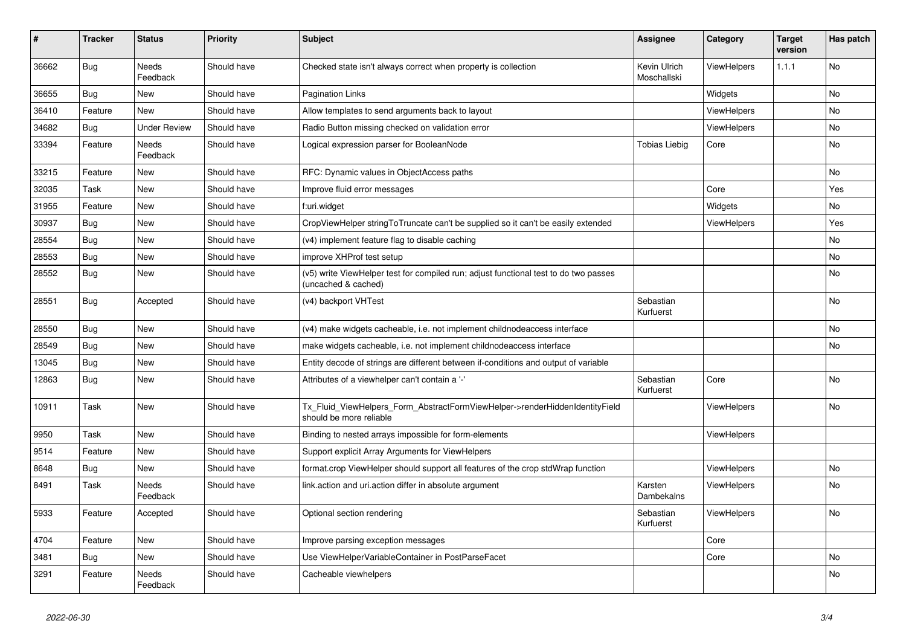| # | Tracker | Status | Priority | Subject | Assignee | Category | Target version | Has patch |
|---|---|---|---|---|---|---|---|---|
| 36662 | Bug | Needs Feedback | Should have | Checked state isn't always correct when property is collection | Kevin Ulrich Moschallski | ViewHelpers | 1.1.1 | No |
| 36655 | Bug | New | Should have | Pagination Links | | Widgets | | No |
| 36410 | Feature | New | Should have | Allow templates to send arguments back to layout | | ViewHelpers | | No |
| 34682 | Bug | Under Review | Should have | Radio Button missing checked on validation error | | ViewHelpers | | No |
| 33394 | Feature | Needs Feedback | Should have | Logical expression parser for BooleanNode | Tobias Liebig | Core | | No |
| 33215 | Feature | New | Should have | RFC: Dynamic values in ObjectAccess paths | | | | No |
| 32035 | Task | New | Should have | Improve fluid error messages | | Core | | Yes |
| 31955 | Feature | New | Should have | f:uri.widget | | Widgets | | No |
| 30937 | Bug | New | Should have | CropViewHelper stringToTruncate can't be supplied so it can't be easily extended | | ViewHelpers | | Yes |
| 28554 | Bug | New | Should have | (v4) implement feature flag to disable caching | | | | No |
| 28553 | Bug | New | Should have | improve XHProf test setup | | | | No |
| 28552 | Bug | New | Should have | (v5) write ViewHelper test for compiled run; adjust functional test to do two passes (uncached & cached) | | | | No |
| 28551 | Bug | Accepted | Should have | (v4) backport VHTest | Sebastian Kurfuerst | | | No |
| 28550 | Bug | New | Should have | (v4) make widgets cacheable, i.e. not implement childnodeaccess interface | | | | No |
| 28549 | Bug | New | Should have | make widgets cacheable, i.e. not implement childnodeaccess interface | | | | No |
| 13045 | Bug | New | Should have | Entity decode of strings are different between if-conditions and output of variable | | | | |
| 12863 | Bug | New | Should have | Attributes of a viewhelper can't contain a '-' | Sebastian Kurfuerst | Core | | No |
| 10911 | Task | New | Should have | Tx_Fluid_ViewHelpers_Form_AbstractFormViewHelper->renderHiddenIdentityField should be more reliable | | ViewHelpers | | No |
| 9950 | Task | New | Should have | Binding to nested arrays impossible for form-elements | | ViewHelpers | | |
| 9514 | Feature | New | Should have | Support explicit Array Arguments for ViewHelpers | | | | |
| 8648 | Bug | New | Should have | format.crop ViewHelper should support all features of the crop stdWrap function | | ViewHelpers | | No |
| 8491 | Task | Needs Feedback | Should have | link.action and uri.action differ in absolute argument | Karsten Dambekalns | ViewHelpers | | No |
| 5933 | Feature | Accepted | Should have | Optional section rendering | Sebastian Kurfuerst | ViewHelpers | | No |
| 4704 | Feature | New | Should have | Improve parsing exception messages | | Core | | |
| 3481 | Bug | New | Should have | Use ViewHelperVariableContainer in PostParseFacet | | Core | | No |
| 3291 | Feature | Needs Feedback | Should have | Cacheable viewhelpers | | | | No |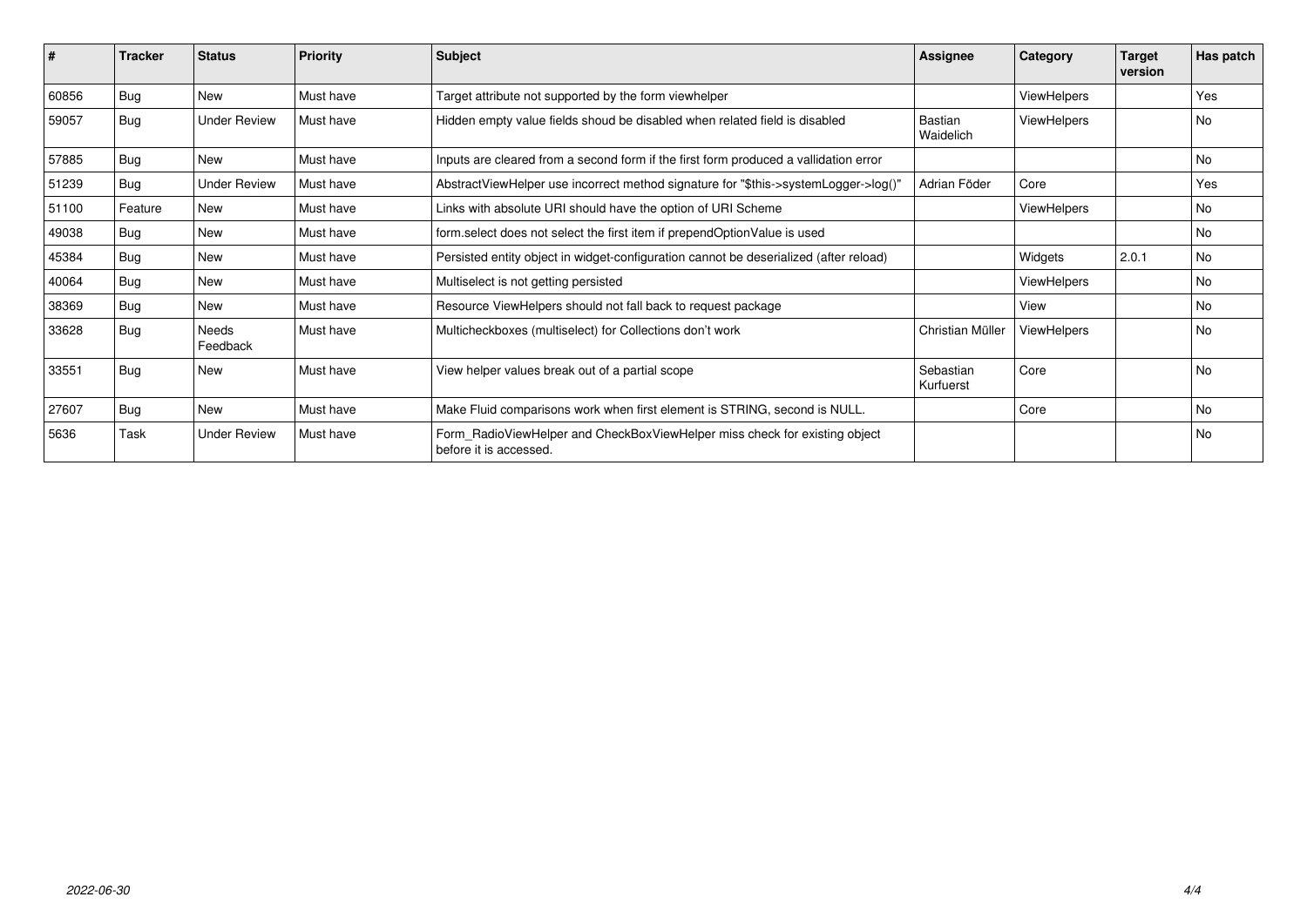| # | Tracker | Status | Priority | Subject | Assignee | Category | Target version | Has patch |
|---|---|---|---|---|---|---|---|---|
| 60856 | Bug | New | Must have | Target attribute not supported by the form viewhelper | | ViewHelpers | | Yes |
| 59057 | Bug | Under Review | Must have | Hidden empty value fields shoud be disabled when related field is disabled | Bastian Waidelich | ViewHelpers | | No |
| 57885 | Bug | New | Must have | Inputs are cleared from a second form if the first form produced a vallidation error | | | | No |
| 51239 | Bug | Under Review | Must have | AbstractViewHelper use incorrect method signature for "$this->systemLogger->log()" | Adrian Föder | Core | | Yes |
| 51100 | Feature | New | Must have | Links with absolute URI should have the option of URI Scheme | | ViewHelpers | | No |
| 49038 | Bug | New | Must have | form.select does not select the first item if prependOptionValue is used | | | | No |
| 45384 | Bug | New | Must have | Persisted entity object in widget-configuration cannot be deserialized (after reload) | | Widgets | 2.0.1 | No |
| 40064 | Bug | New | Must have | Multiselect is not getting persisted | | ViewHelpers | | No |
| 38369 | Bug | New | Must have | Resource ViewHelpers should not fall back to request package | | View | | No |
| 33628 | Bug | Needs Feedback | Must have | Multicheckboxes (multiselect) for Collections don't work | Christian Müller | ViewHelpers | | No |
| 33551 | Bug | New | Must have | View helper values break out of a partial scope | Sebastian Kurfuerst | Core | | No |
| 27607 | Bug | New | Must have | Make Fluid comparisons work when first element is STRING, second is NULL. | | Core | | No |
| 5636 | Task | Under Review | Must have | Form_RadioViewHelper and CheckBoxViewHelper miss check for existing object before it is accessed. | | | | No |